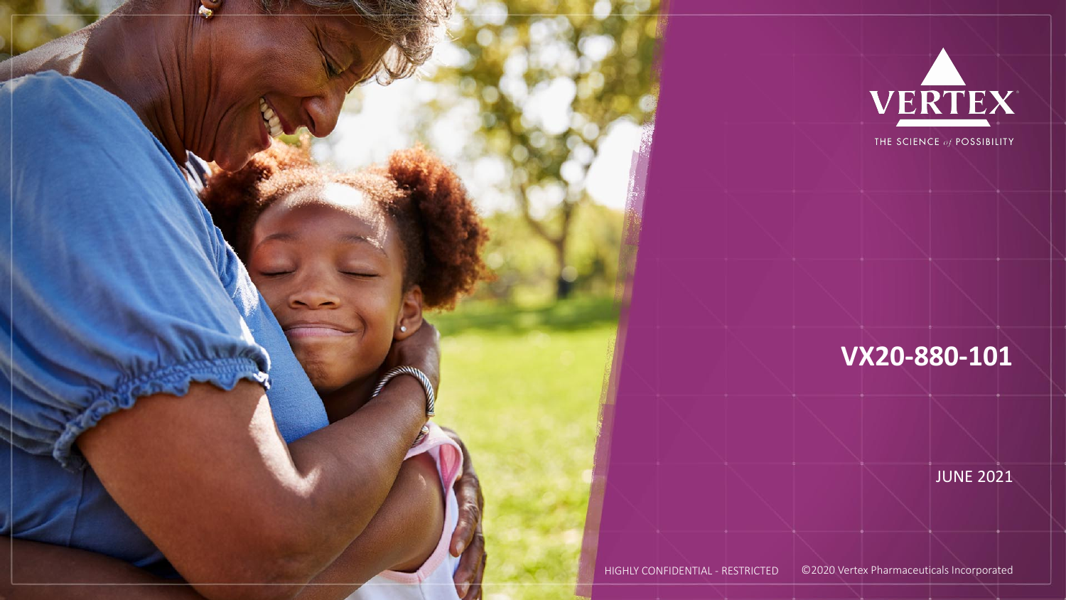VERTEX

THE SCIENCE *of* POSSIBILITY

# VX20-880-101

JUNE 2021

HIGHLY CONFIDENTIAL - RESTRICTED

©2020 Vertex Pharmaceuticals Incorporated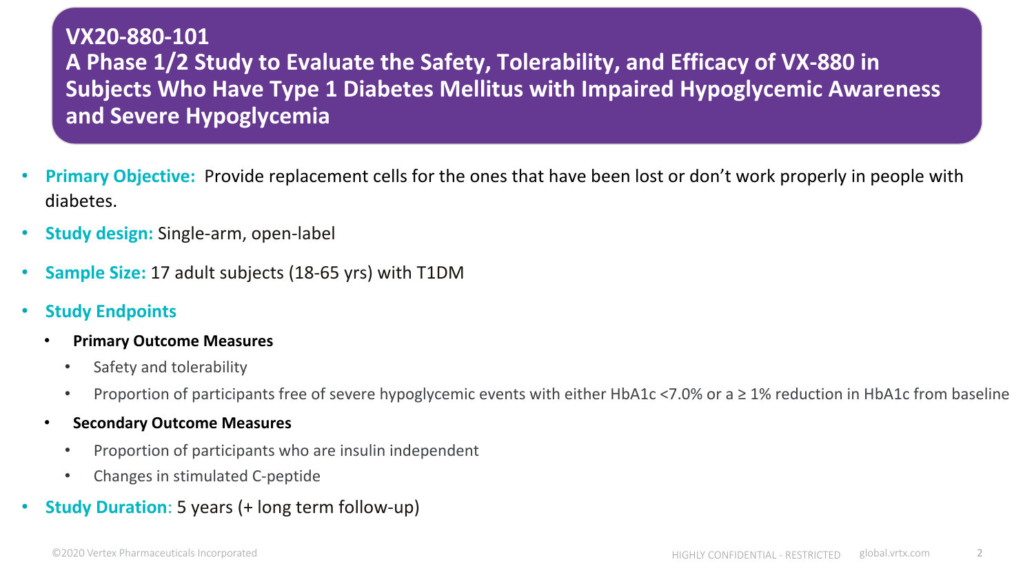# VX20-880-101

## A Phase 1/2 Study to Evaluate the Safety, Tolerability, and Efficacy of VX-880 in Subjects Who Have Type 1 Diabetes Mellitus with Impaired Hypoglycemic Awareness and Severe Hypoglycemia

- **Primary Objective:** Provide replacement cells for the ones that have been lost or don't work properly in people with diabetes.
- **Study design:** Single-arm, open-label
- **Sample Size:** 17 adult subjects (18-65 yrs) with T1DM
- **Study Endpoints**
  - **Primary Outcome Measures**
    - Safety and tolerability
    - Proportion of participants free of severe hypoglycemic events with either HbA1c <7.0% or a ≥ 1% reduction in HbA1c from baseline
  - **Secondary Outcome Measures**
    - Proportion of participants who are insulin independent
    - Changes in stimulated C-peptide
- **Study Duration**: 5 years (+ long term follow-up)

©2020 Vertex Pharmaceuticals Incorporated HIGHLY CONFIDENTIAL - RESTRICTED global.vrtx.com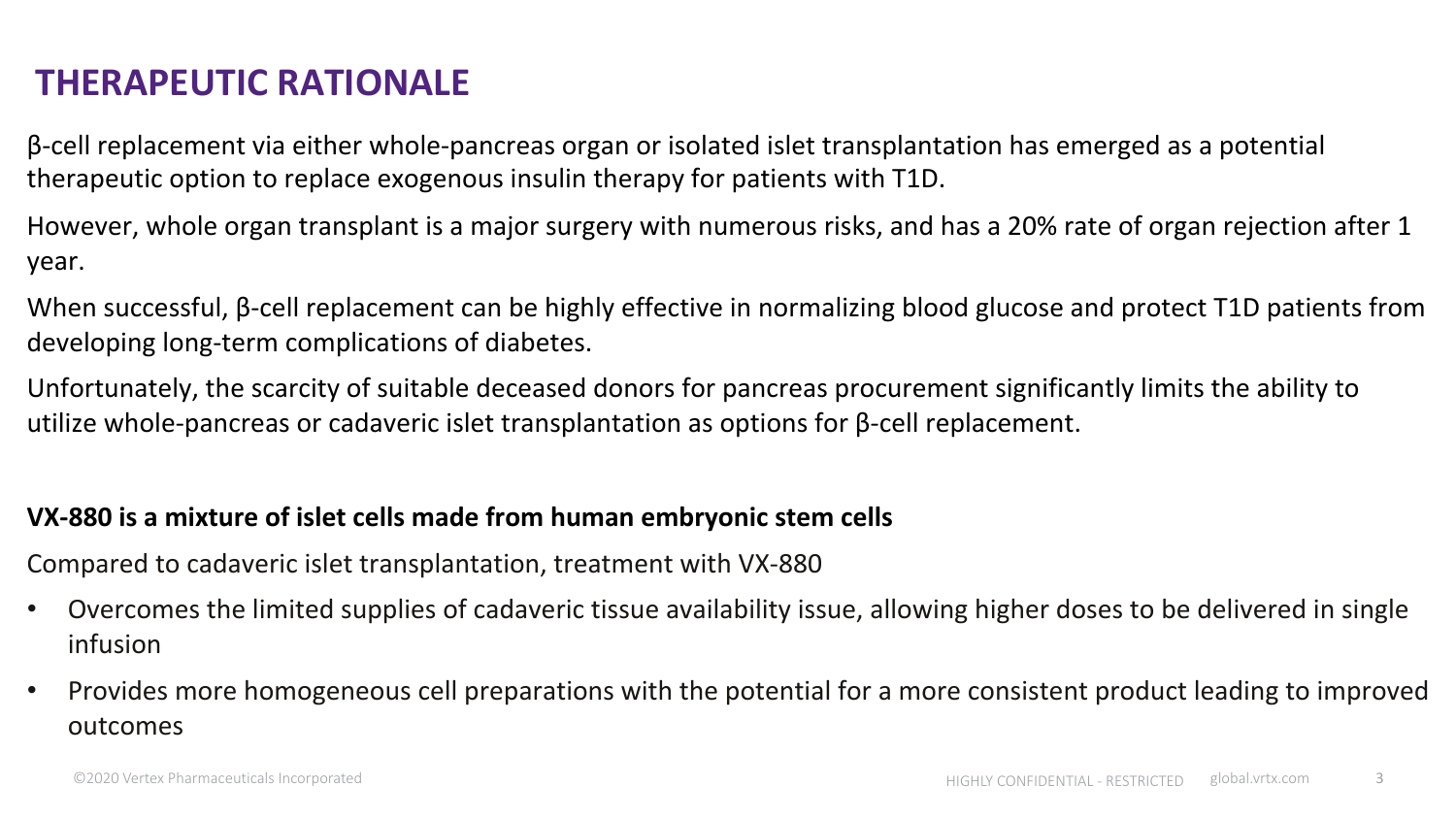# THERAPEUTIC RATIONALE

β-cell replacement via either whole-pancreas organ or isolated islet transplantation has emerged as a potential therapeutic option to replace exogenous insulin therapy for patients with T1D.

However, whole organ transplant is a major surgery with numerous risks, and has a 20% rate of organ rejection after 1 year.

When successful, β-cell replacement can be highly effective in normalizing blood glucose and protect T1D patients from developing long-term complications of diabetes.

Unfortunately, the scarcity of suitable deceased donors for pancreas procurement significantly limits the ability to utilize whole-pancreas or cadaveric islet transplantation as options for β-cell replacement.

**VX-880 is a mixture of islet cells made from human embryonic stem cells**

Compared to cadaveric islet transplantation, treatment with VX-880

- Overcomes the limited supplies of cadaveric tissue availability issue, allowing higher doses to be delivered in single infusion
- Provides more homogeneous cell preparations with the potential for a more consistent product leading to improved outcomes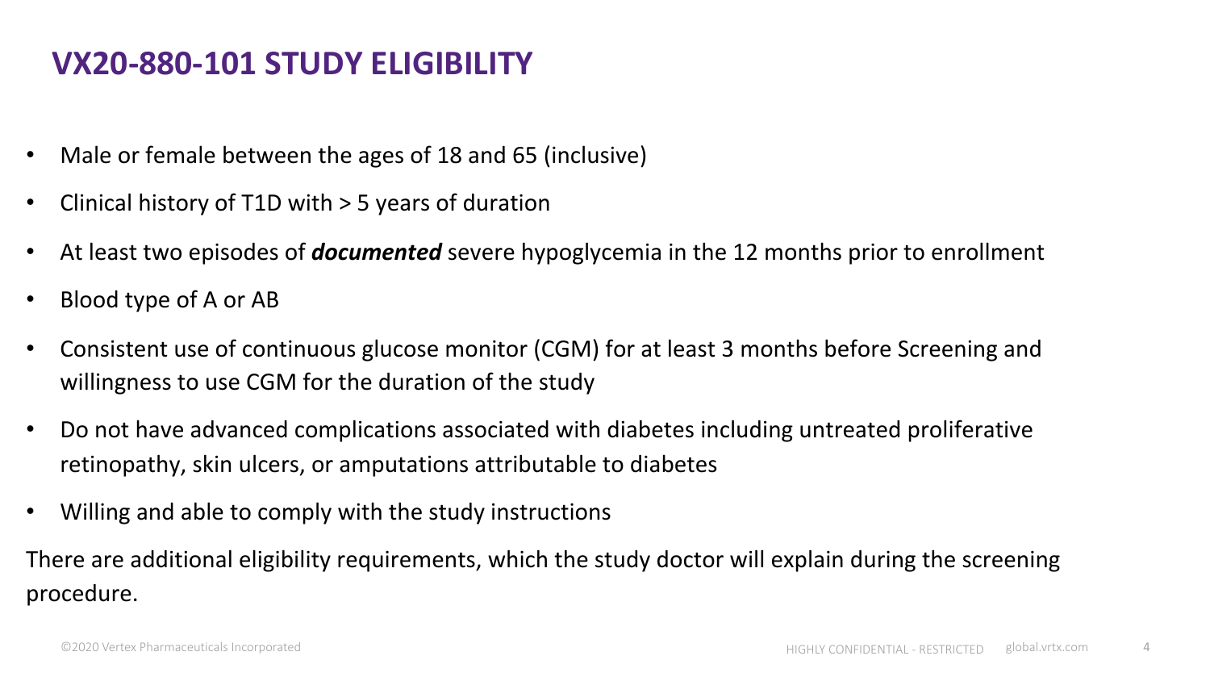# VX20-880-101 STUDY ELIGIBILITY

- Male or female between the ages of 18 and 65 (inclusive)
- Clinical history of T1D with > 5 years of duration
- At least two episodes of ***documented*** severe hypoglycemia in the 12 months prior to enrollment
- Blood type of A or AB
- Consistent use of continuous glucose monitor (CGM) for at least 3 months before Screening and willingness to use CGM for the duration of the study
- Do not have advanced complications associated with diabetes including untreated proliferative retinopathy, skin ulcers, or amputations attributable to diabetes
- Willing and able to comply with the study instructions

There are additional eligibility requirements, which the study doctor will explain during the screening procedure.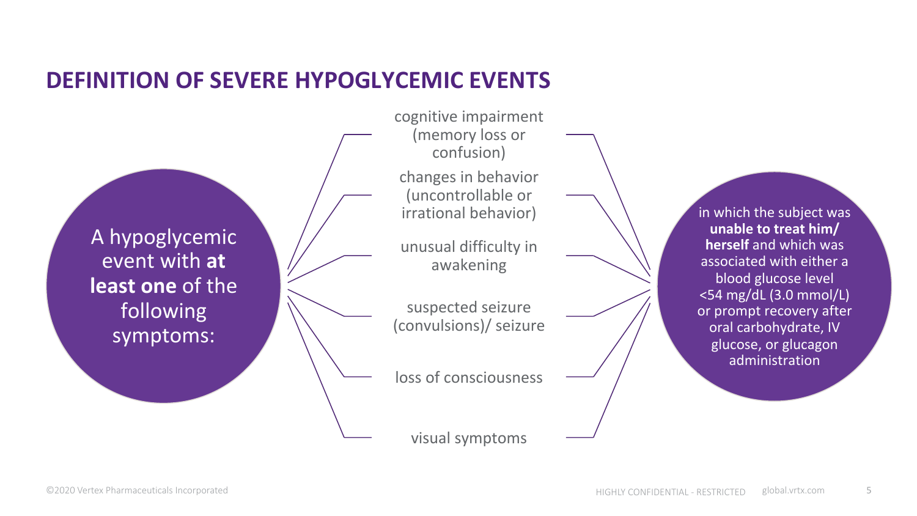# DEFINITION OF SEVERE HYPOGLYCEMIC EVENTS

A hypoglycemic event with **at least one** of the following symptoms:

- cognitive impairment (memory loss or confusion)
- changes in behavior (uncontrollable or irrational behavior)
- unusual difficulty in awakening
- suspected seizure (convulsions)/ seizure
- loss of consciousness
- visual symptoms

in which the subject was **unable to treat him/ herself** and which was associated with either a blood glucose level <54 mg/dL (3.0 mmol/L) or prompt recovery after oral carbohydrate, IV glucose, or glucagon administration

©2020 Vertex Pharmaceuticals Incorporated

HIGHLY CONFIDENTIAL - RESTRICTED global.vrtx.com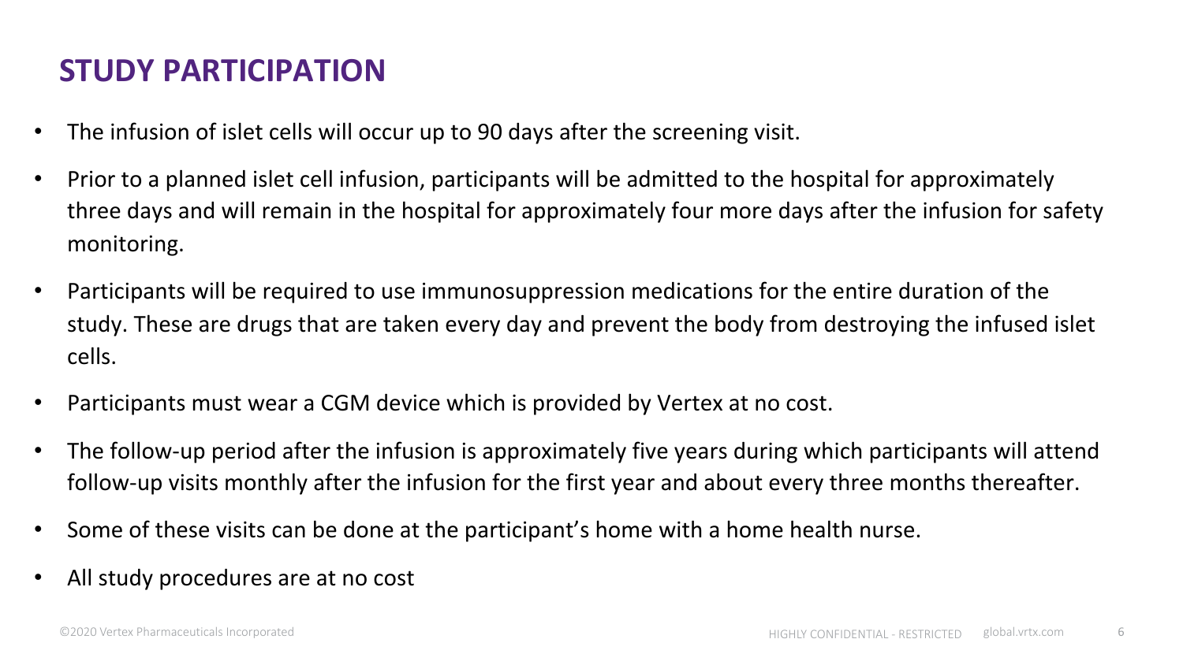## STUDY PARTICIPATION

- The infusion of islet cells will occur up to 90 days after the screening visit.
- Prior to a planned islet cell infusion, participants will be admitted to the hospital for approximately three days and will remain in the hospital for approximately four more days after the infusion for safety monitoring.
- Participants will be required to use immunosuppression medications for the entire duration of the study. These are drugs that are taken every day and prevent the body from destroying the infused islet cells.
- Participants must wear a CGM device which is provided by Vertex at no cost.
- The follow-up period after the infusion is approximately five years during which participants will attend follow-up visits monthly after the infusion for the first year and about every three months thereafter.
- Some of these visits can be done at the participant's home with a home health nurse.
- All study procedures are at no cost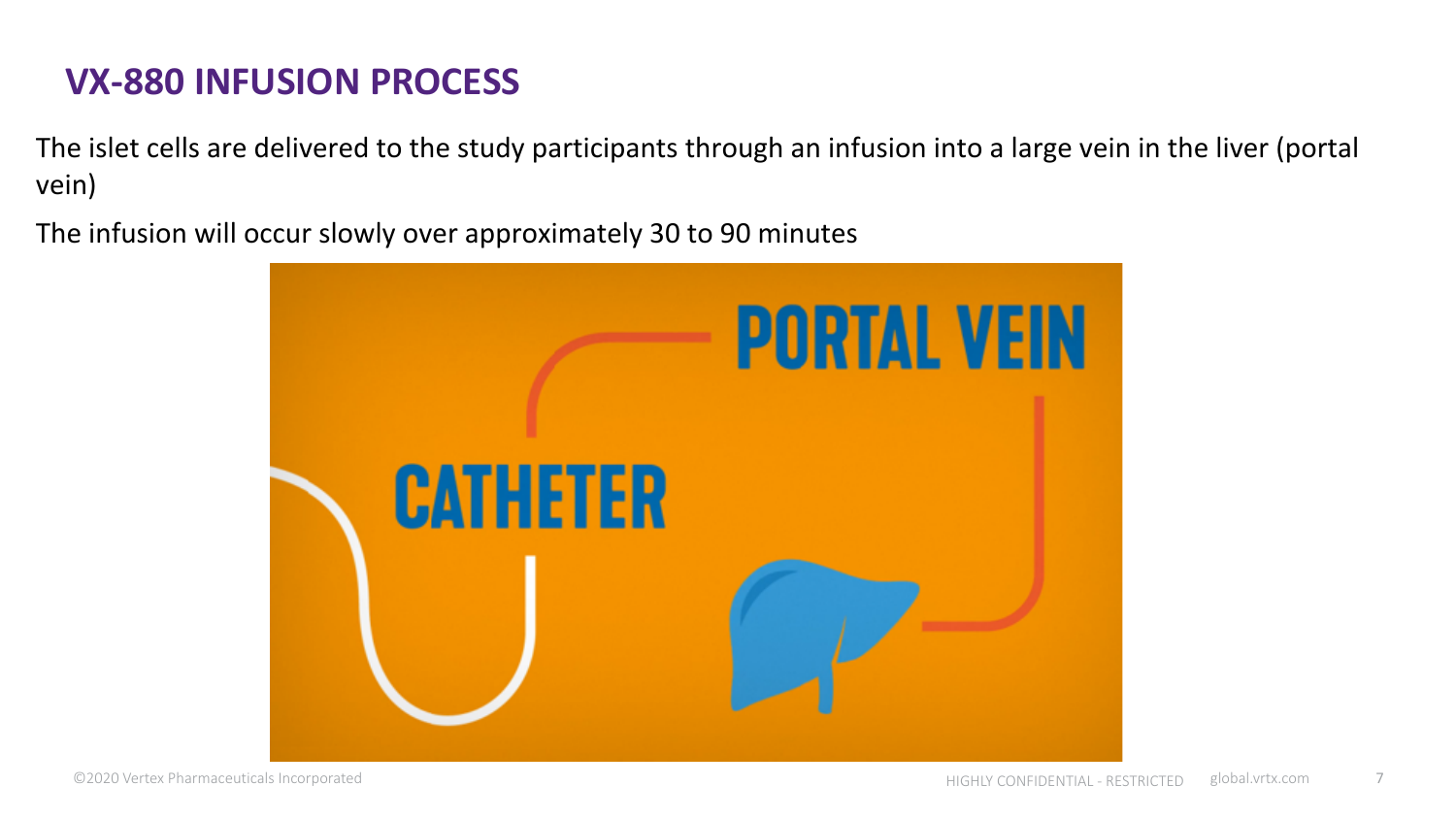# VX-880 INFUSION PROCESS

The islet cells are delivered to the study participants through an infusion into a large vein in the liver (portal vein)

The infusion will occur slowly over approximately 30 to 90 minutes

PORTAL VEIN

CATHETER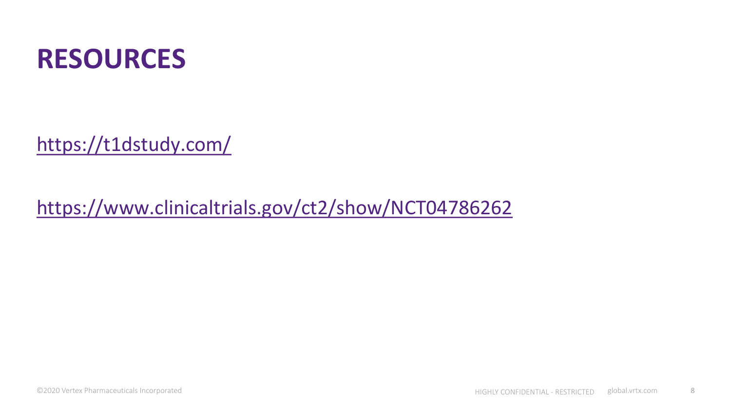# RESOURCES

https://t1dstudy.com/

https://www.clinicaltrials.gov/ct2/show/NCT04786262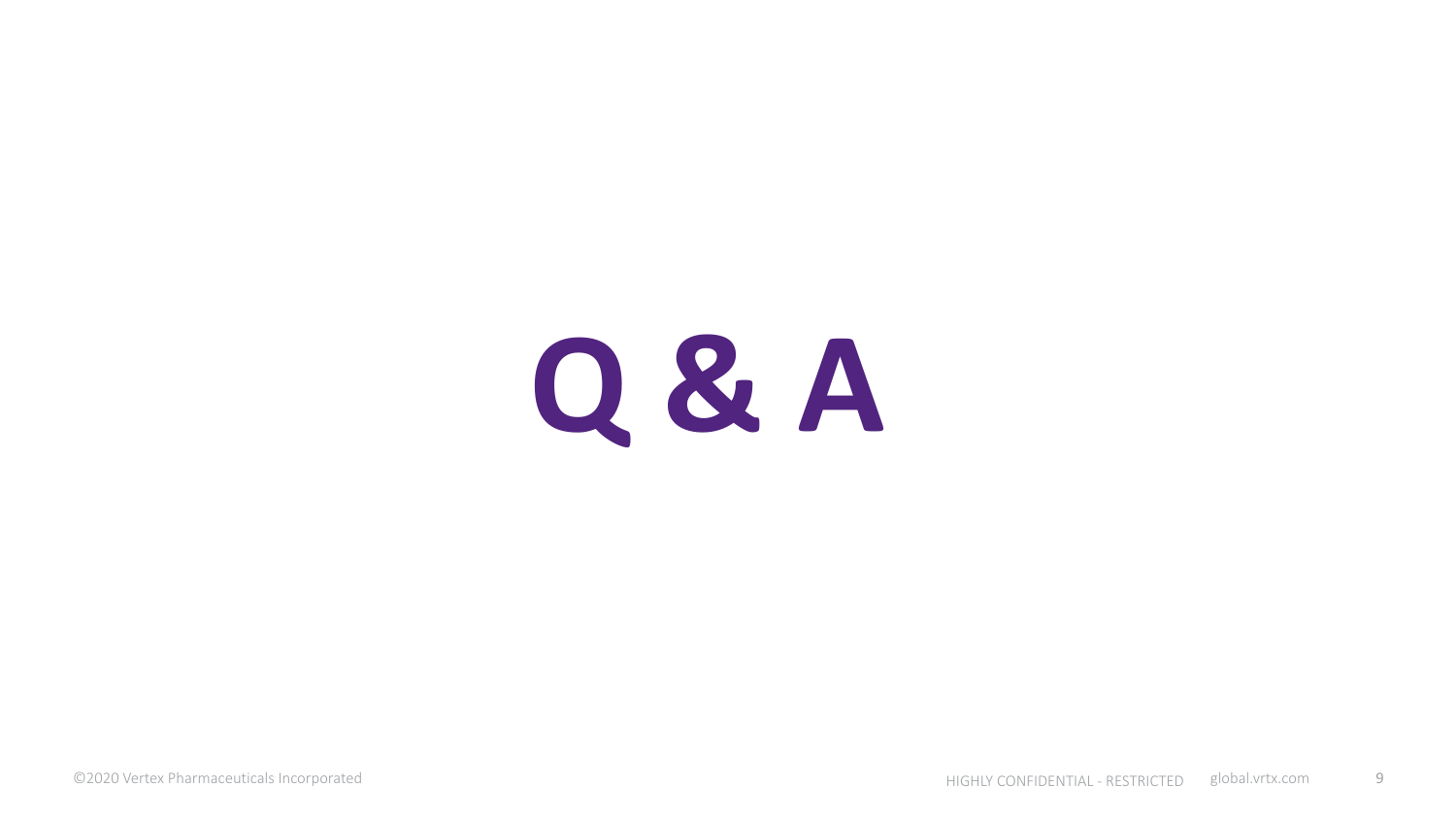# Q & A